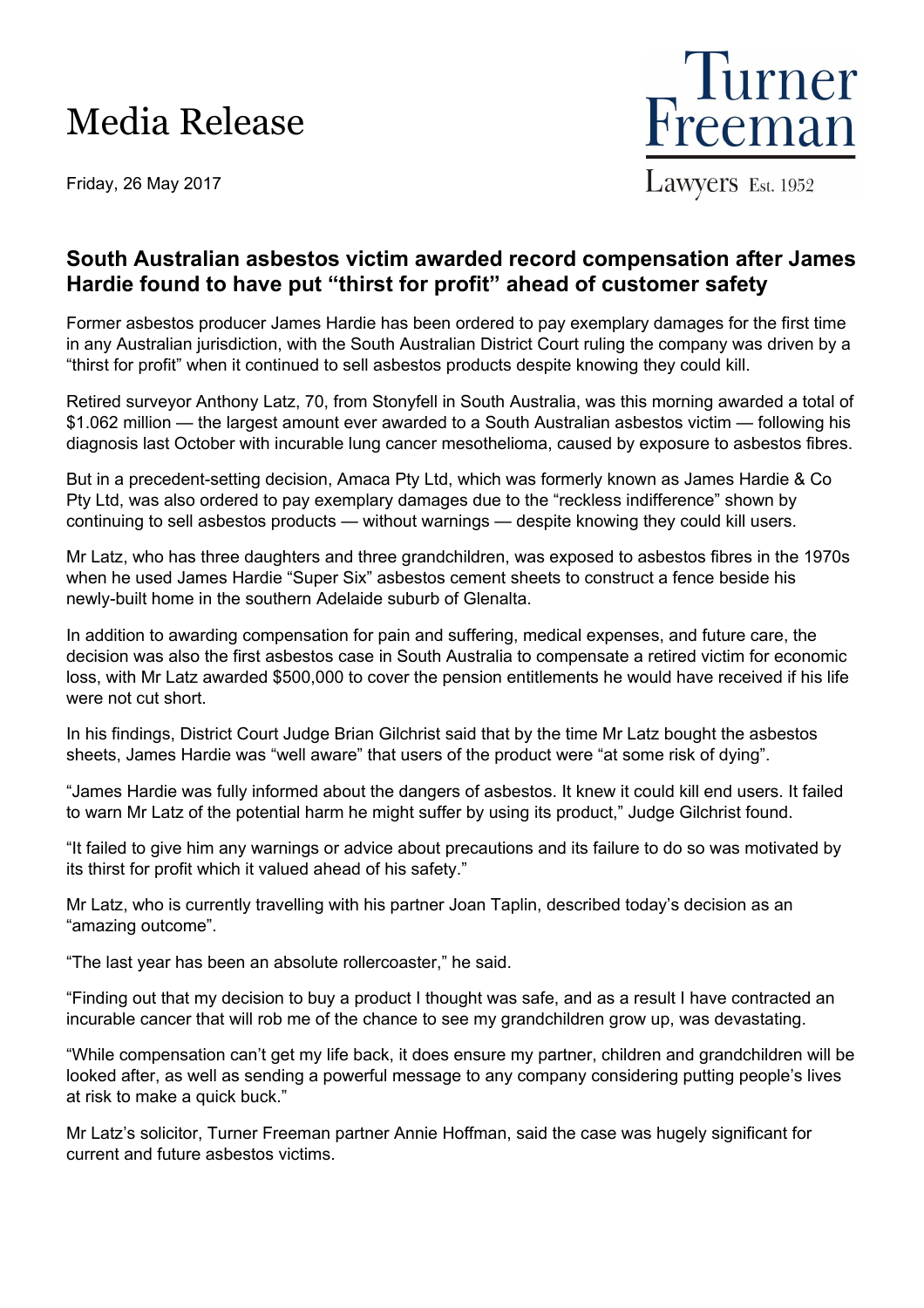# Media Release

Friday, 26 May 2017

Turner Freeman
Lawyers Est. 1952

## South Australian asbestos victim awarded record compensation after James Hardie found to have put "thirst for profit" ahead of customer safety

Former asbestos producer James Hardie has been ordered to pay exemplary damages for the first time in any Australian jurisdiction, with the South Australian District Court ruling the company was driven by a "thirst for profit" when it continued to sell asbestos products despite knowing they could kill.

Retired surveyor Anthony Latz, 70, from Stonyfell in South Australia, was this morning awarded a total of $1.062 million — the largest amount ever awarded to a South Australian asbestos victim — following his diagnosis last October with incurable lung cancer mesothelioma, caused by exposure to asbestos fibres.

But in a precedent-setting decision, Amaca Pty Ltd, which was formerly known as James Hardie & Co Pty Ltd, was also ordered to pay exemplary damages due to the "reckless indifference" shown by continuing to sell asbestos products — without warnings — despite knowing they could kill users.

Mr Latz, who has three daughters and three grandchildren, was exposed to asbestos fibres in the 1970s when he used James Hardie "Super Six" asbestos cement sheets to construct a fence beside his newly-built home in the southern Adelaide suburb of Glenalta.

In addition to awarding compensation for pain and suffering, medical expenses, and future care, the decision was also the first asbestos case in South Australia to compensate a retired victim for economic loss, with Mr Latz awarded $500,000 to cover the pension entitlements he would have received if his life were not cut short.

In his findings, District Court Judge Brian Gilchrist said that by the time Mr Latz bought the asbestos sheets, James Hardie was "well aware" that users of the product were "at some risk of dying".

"James Hardie was fully informed about the dangers of asbestos. It knew it could kill end users. It failed to warn Mr Latz of the potential harm he might suffer by using its product," Judge Gilchrist found.

"It failed to give him any warnings or advice about precautions and its failure to do so was motivated by its thirst for profit which it valued ahead of his safety."

Mr Latz, who is currently travelling with his partner Joan Taplin, described today's decision as an "amazing outcome".

"The last year has been an absolute rollercoaster," he said.

"Finding out that my decision to buy a product I thought was safe, and as a result I have contracted an incurable cancer that will rob me of the chance to see my grandchildren grow up, was devastating.

"While compensation can't get my life back, it does ensure my partner, children and grandchildren will be looked after, as well as sending a powerful message to any company considering putting people's lives at risk to make a quick buck."

Mr Latz's solicitor, Turner Freeman partner Annie Hoffman, said the case was hugely significant for current and future asbestos victims.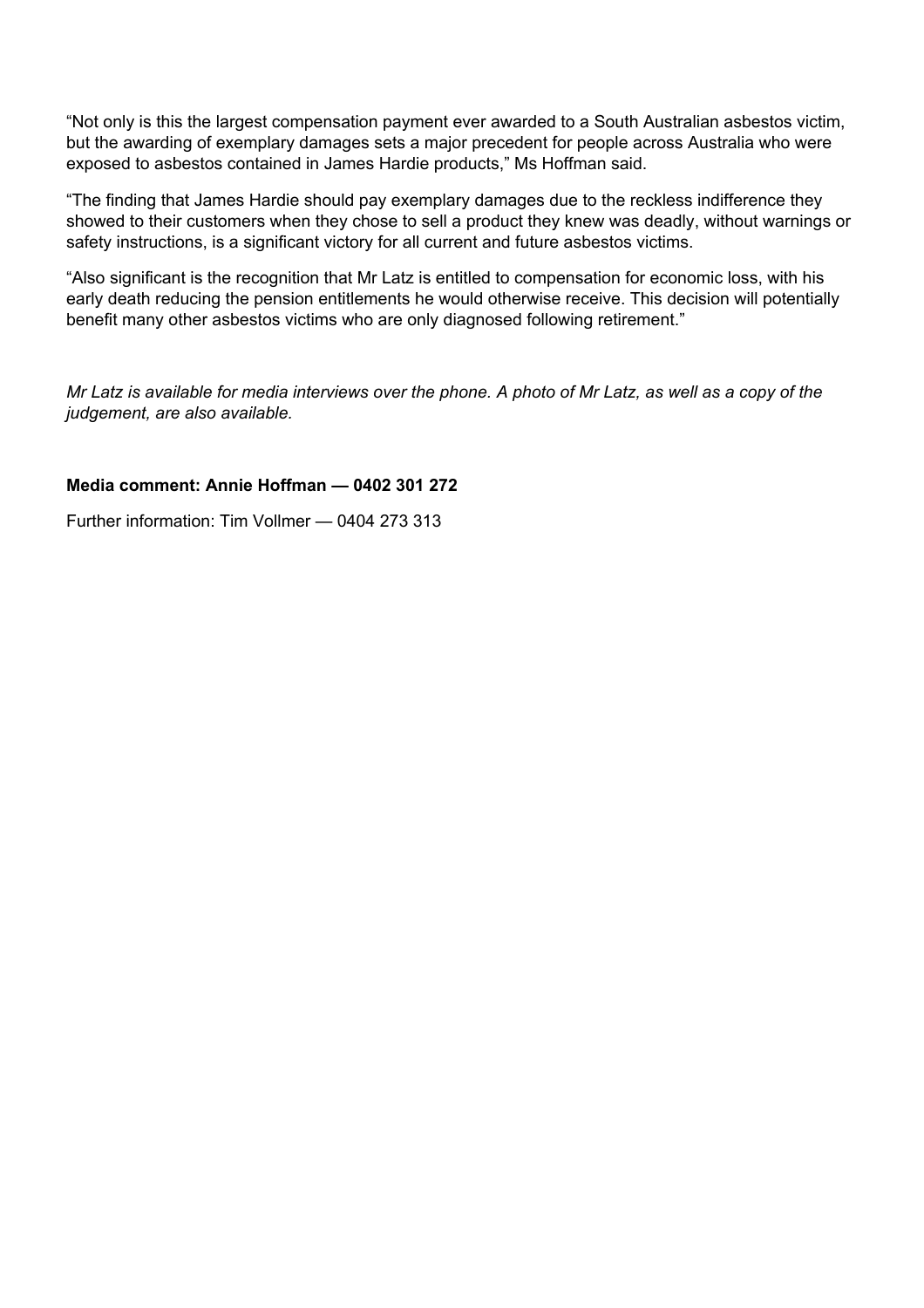“Not only is this the largest compensation payment ever awarded to a South Australian asbestos victim, but the awarding of exemplary damages sets a major precedent for people across Australia who were exposed to asbestos contained in James Hardie products,” Ms Hoffman said.

“The finding that James Hardie should pay exemplary damages due to the reckless indifference they showed to their customers when they chose to sell a product they knew was deadly, without warnings or safety instructions, is a significant victory for all current and future asbestos victims.

“Also significant is the recognition that Mr Latz is entitled to compensation for economic loss, with his early death reducing the pension entitlements he would otherwise receive. This decision will potentially benefit many other asbestos victims who are only diagnosed following retirement.”

*Mr Latz is available for media interviews over the phone. A photo of Mr Latz, as well as a copy of the judgement, are also available.*

**Media comment: Annie Hoffman — 0402 301 272**

Further information: Tim Vollmer — 0404 273 313